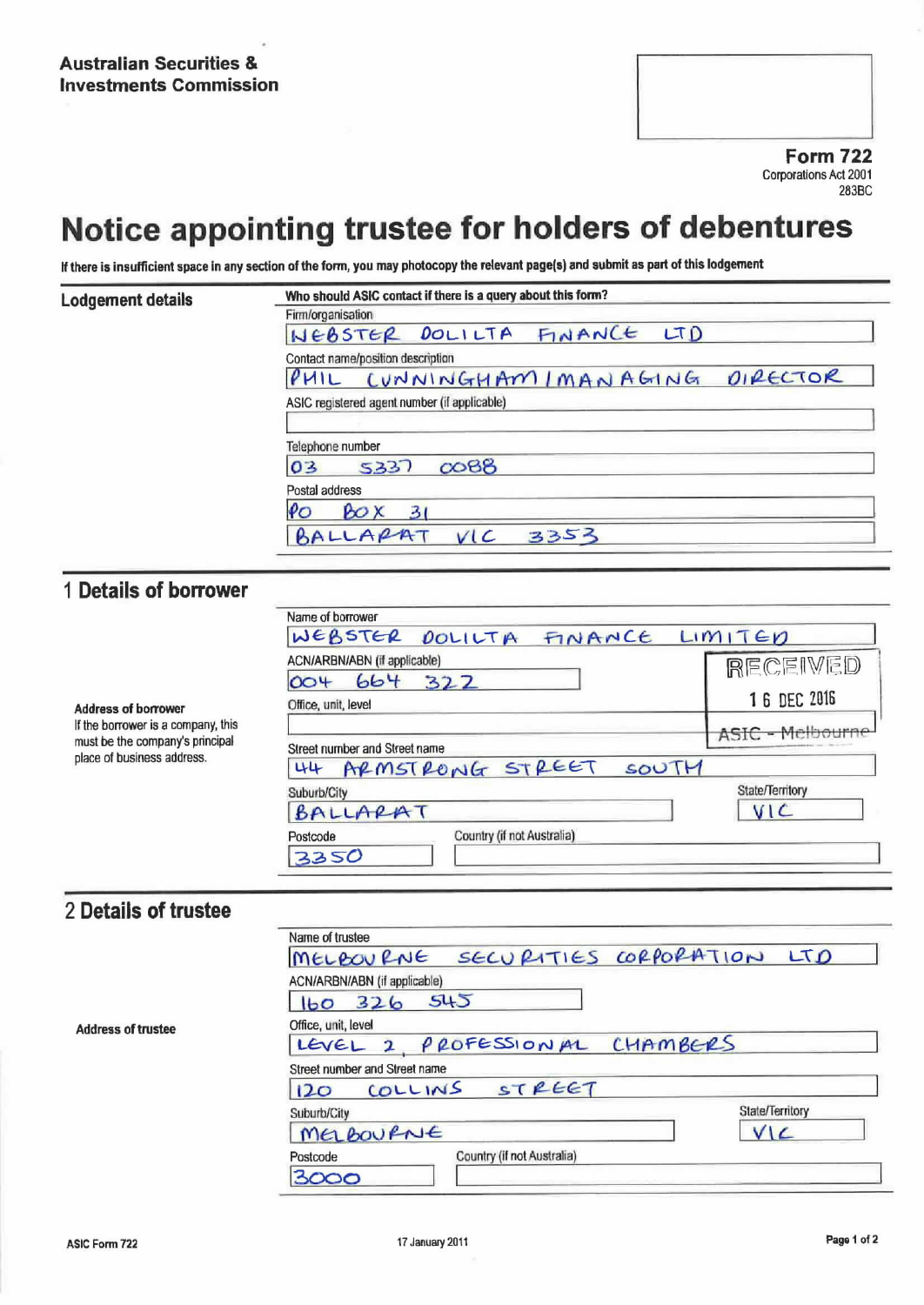**Australian Securities & Investments Commission**

**Form 722**
Corporations Act 2001
283BC

# Notice appointing trustee for holders of debentures

**If there is insufficient space in any section of the form, you may photocopy the relevant page(s) and submit as part of this lodgement**

## Lodgement details

**Who should ASIC contact if there is a query about this form?**

Firm/organisation
WEBSTER DOLILTA FINANCE LTD

Contact name/position description
PHIL CUNNINGHAM / MANAGING DIRECTOR

ASIC registered agent number (if applicable)

Telephone number
03 5337 0088

Postal address
PO BOX 31
BALLARAT VIC 3353

## 1 Details of borrower

Name of borrower
WEBSTER DOLILTA FINANCE LIMITED

ACN/ARBN/ABN (if applicable)
004 664 322

RECEIVED
16 DEC 2016
ASIC - Melbourne

**Address of borrower**
If the borrower is a company, this must be the company's principal place of business address.

Office, unit, level

Street number and Street name
44 ARMSTRONG STREET SOUTH

Suburb/City
BALLARAT

State/Territory
VIC

Postcode
3350

Country (if not Australia)

## 2 Details of trustee

Name of trustee
MELBOURNE SECURITIES CORPORATION LTD

ACN/ARBN/ABN (if applicable)
160 326 545

**Address of trustee**

Office, unit, level
LEVEL 2, PROFESSIONAL CHAMBERS

Street number and Street name
120 COLLINS STREET

Suburb/City
MELBOURNE

State/Territory
VIC

Postcode
3000

Country (if not Australia)

ASIC Form 722 17 January 2011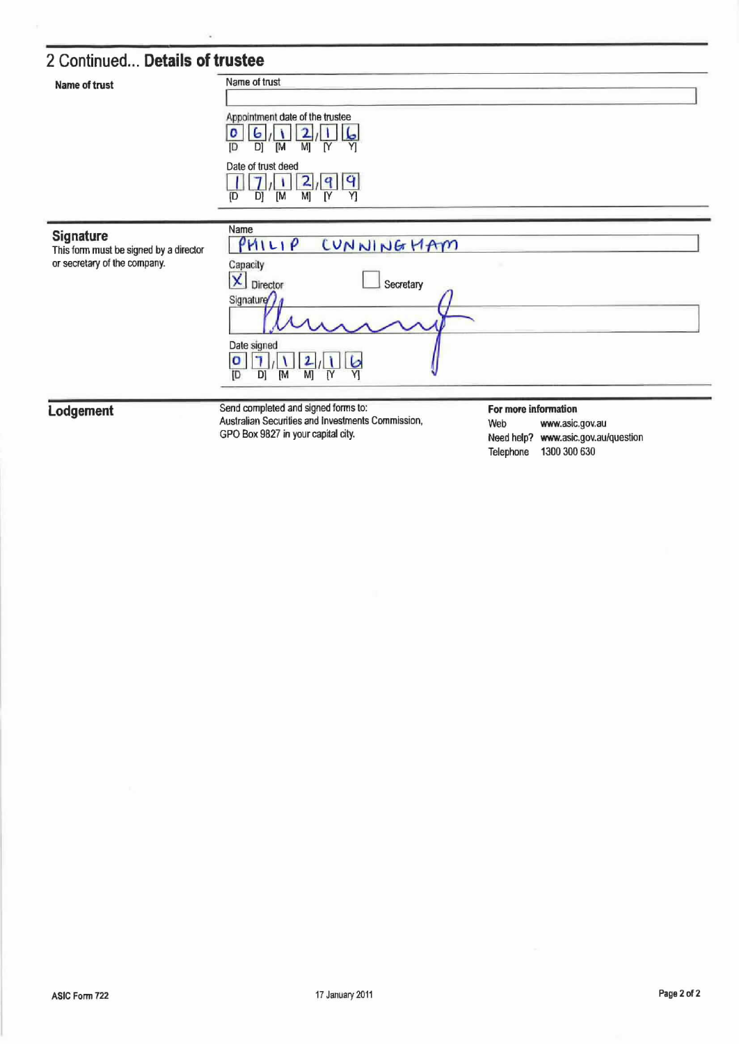## 2 Continued... Details of trustee

**Name of trust**

Name of trust

Appointment date of the trustee

0 6 / 1 2 / 1 6
[D D] [M M] [Y Y]

Date of trust deed

1 7 / 1 2 / 9 9
[D D] [M M] [Y Y]

### Signature

This form must be signed by a director or secretary of the company.

Name

PHILIP CUNNINGHAM

Capacity

[X] Director [ ] Secretary

Signature

Date signed

0 7 / 1 2 / 1 6
[D D] [M M] [Y Y]

### Lodgement

Send completed and signed forms to:
Australian Securities and Investments Commission,
GPO Box 9827 in your capital city.

**For more information**

Web www.asic.gov.au
Need help? www.asic.gov.au/question
Telephone 1300 300 630

ASIC Form 722 17 January 2011